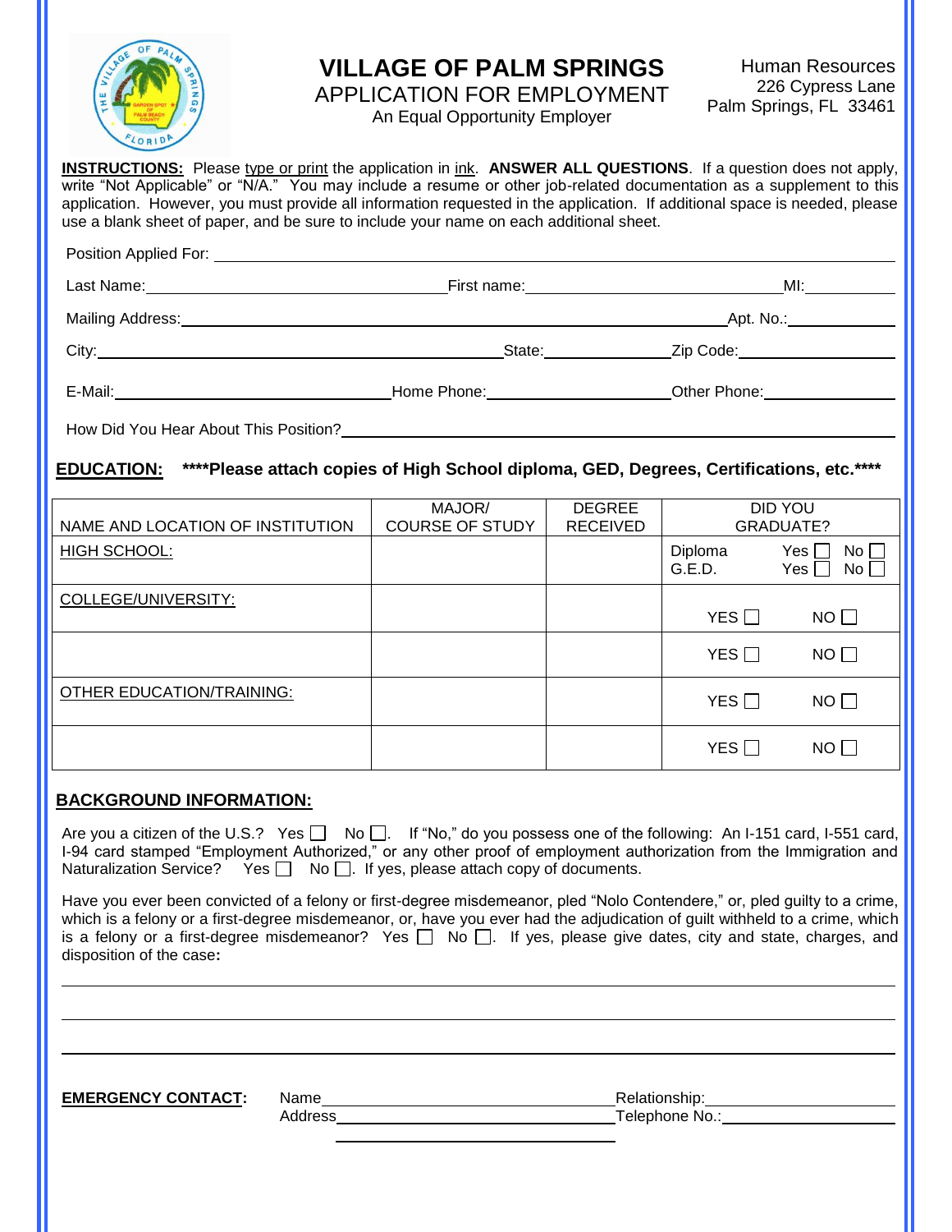# VILLAGE OF PALM SPRINGS

## APPLICATION FOR EMPLOYMENT

An Equal Opportunity Employer

Human Resources
226 Cypress Lane
Palm Springs, FL 33461

**INSTRUCTIONS:** Please type or print the application in ink. **ANSWER ALL QUESTIONS**. If a question does not apply, write "Not Applicable" or "N/A." You may include a resume or other job-related documentation as a supplement to this application. However, you must provide all information requested in the application. If additional space is needed, please use a blank sheet of paper, and be sure to include your name on each additional sheet.

Position Applied For: ______________________________

Last Name: ______________________ First name: ______________________ MI: ________

Mailing Address: ______________________________________ Apt. No.: ________

City: ______________________ State: ____________ Zip Code: ____________

E-Mail: ______________________ Home Phone: ______________ Other Phone: ______________

How Did You Hear About This Position? ______________________________

**EDUCATION:** **\*\*\*\*Please attach copies of High School diploma, GED, Degrees, Certifications, etc.\*\*\*\***

| NAME AND LOCATION OF INSTITUTION | MAJOR/ COURSE OF STUDY | DEGREE RECEIVED | DID YOU GRADUATE? |
|---|---|---|---|
| HIGH SCHOOL: | | | Diploma Yes ☐ No ☐<br>G.E.D. Yes ☐ No ☐ |
| COLLEGE/UNIVERSITY: | | | YES ☐ NO ☐ |
| | | | YES ☐ NO ☐ |
| OTHER EDUCATION/TRAINING: | | | YES ☐ NO ☐ |
| | | | YES ☐ NO ☐ |

**BACKGROUND INFORMATION:**

Are you a citizen of the U.S.? Yes ☐ No ☐. If "No," do you possess one of the following: An I-151 card, I-551 card, I-94 card stamped "Employment Authorized," or any other proof of employment authorization from the Immigration and Naturalization Service? Yes ☐ No ☐. If yes, please attach copy of documents.

Have you ever been convicted of a felony or first-degree misdemeanor, pled "Nolo Contendere," or, pled guilty to a crime, which is a felony or a first-degree misdemeanor, or, have you ever had the adjudication of guilt withheld to a crime, which is a felony or a first-degree misdemeanor? Yes ☐ No ☐. If yes, please give dates, city and state, charges, and disposition of the case**:**

______________________________

______________________________

______________________________

**EMERGENCY CONTACT:** Name ______________________ Relationship: ______________

Address ______________________ Telephone No.: ______________

______________________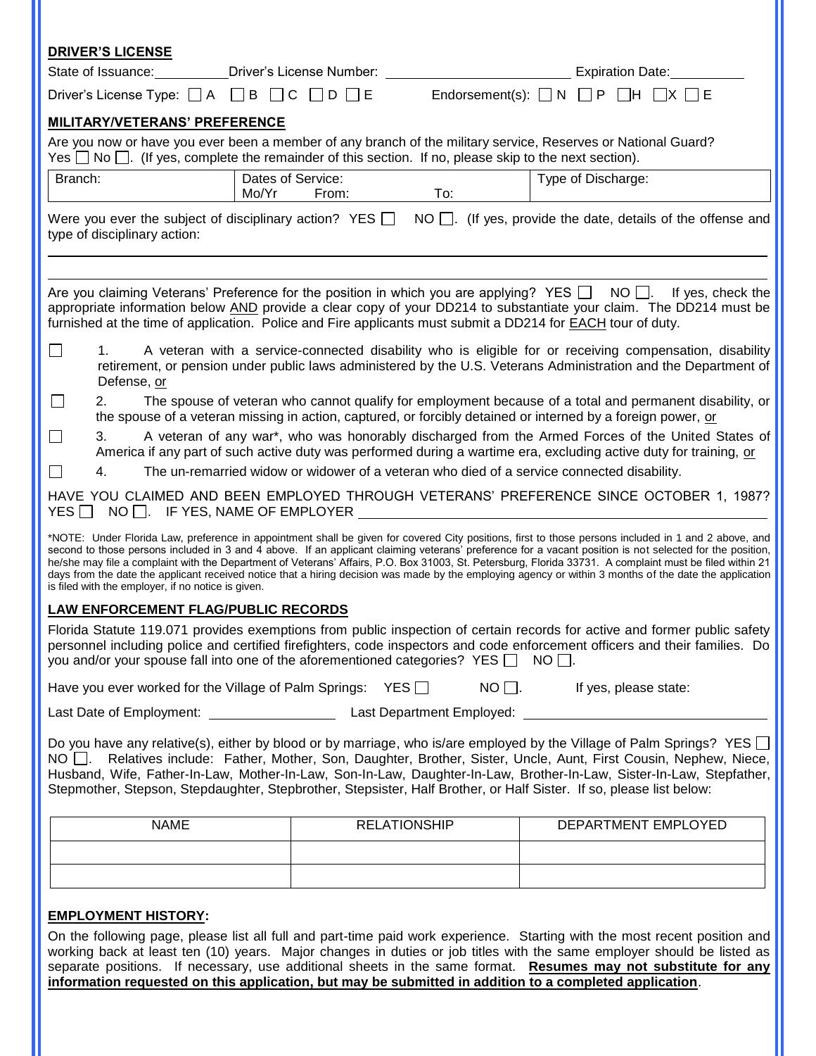**DRIVER'S LICENSE**

State of Issuance:__________ Driver's License Number: ________________________ Expiration Date:__________

Driver's License Type: ☐ A ☐ B ☐ C ☐ D ☐ E  Endorsement(s): ☐ N ☐ P ☐ H ☐ X ☐ E

**MILITARY/VETERANS' PREFERENCE**

Are you now or have you ever been a member of any branch of the military service, Reserves or National Guard? Yes ☐ No ☐. (If yes, complete the remainder of this section. If no, please skip to the next section).

| Branch: | Dates of Service: Mo/Yr From: To: | Type of Discharge: |
|---|---|---|

Were you ever the subject of disciplinary action? YES ☐ NO ☐. (If yes, provide the date, details of the offense and type of disciplinary action:

______________________________________________________________________________

______________________________________________________________________________

Are you claiming Veterans' Preference for the position in which you are applying? YES ☐ NO ☐. If yes, check the appropriate information below AND provide a clear copy of your DD214 to substantiate your claim. The DD214 must be furnished at the time of application. Police and Fire applicants must submit a DD214 for EACH tour of duty.

☐ 1. A veteran with a service-connected disability who is eligible for or receiving compensation, disability retirement, or pension under public laws administered by the U.S. Veterans Administration and the Department of Defense, or

☐ 2. The spouse of veteran who cannot qualify for employment because of a total and permanent disability, or the spouse of a veteran missing in action, captured, or forcibly detained or interned by a foreign power, or

☐ 3. A veteran of any war*, who was honorably discharged from the Armed Forces of the United States of America if any part of such active duty was performed during a wartime era, excluding active duty for training, or

☐ 4. The un-remarried widow or widower of a veteran who died of a service connected disability.

HAVE YOU CLAIMED AND BEEN EMPLOYED THROUGH VETERANS' PREFERENCE SINCE OCTOBER 1, 1987? YES ☐ NO ☐. IF YES, NAME OF EMPLOYER ______________________________

*NOTE: Under Florida Law, preference in appointment shall be given for covered City positions, first to those persons included in 1 and 2 above, and second to those persons included in 3 and 4 above. If an applicant claiming veterans' preference for a vacant position is not selected for the position, he/she may file a complaint with the Department of Veterans' Affairs, P.O. Box 31003, St. Petersburg, Florida 33731. A complaint must be filed within 21 days from the date the applicant received notice that a hiring decision was made by the employing agency or within 3 months of the date the application is filed with the employer, if no notice is given.

**LAW ENFORCEMENT FLAG/PUBLIC RECORDS**

Florida Statute 119.071 provides exemptions from public inspection of certain records for active and former public safety personnel including police and certified firefighters, code inspectors and code enforcement officers and their families. Do you and/or your spouse fall into one of the aforementioned categories? YES ☐ NO ☐.

Have you ever worked for the Village of Palm Springs: YES ☐ NO ☐. If yes, please state:

Last Date of Employment: ________________ Last Department Employed: ______________________________

Do you have any relative(s), either by blood or by marriage, who is/are employed by the Village of Palm Springs? YES ☐ NO ☐. Relatives include: Father, Mother, Son, Daughter, Brother, Sister, Uncle, Aunt, First Cousin, Nephew, Niece, Husband, Wife, Father-In-Law, Mother-In-Law, Son-In-Law, Daughter-In-Law, Brother-In-Law, Sister-In-Law, Stepfather, Stepmother, Stepson, Stepdaughter, Stepbrother, Stepsister, Half Brother, or Half Sister. If so, please list below:

| NAME | RELATIONSHIP | DEPARTMENT EMPLOYED |
|---|---|---|
| | | |
| | | |

**EMPLOYMENT HISTORY:**

On the following page, please list all full and part-time paid work experience. Starting with the most recent position and working back at least ten (10) years. Major changes in duties or job titles with the same employer should be listed as separate positions. If necessary, use additional sheets in the same format. **Resumes may not substitute for any information requested on this application, but may be submitted in addition to a completed application**.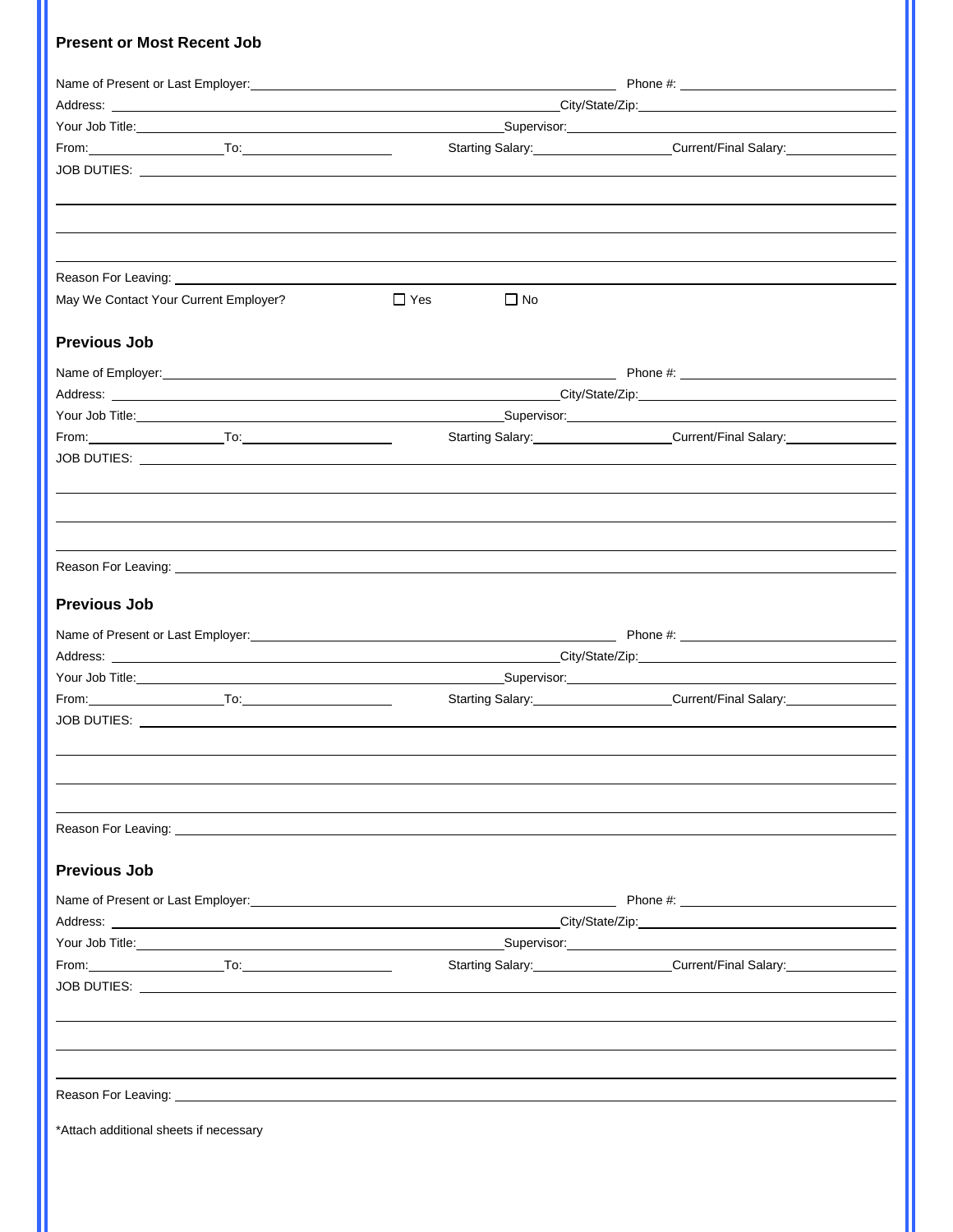## Present or Most Recent Job

Name of Present or Last Employer: ______________________ Phone #: ______________________

Address: ______________________ City/State/Zip: ______________________

Your Job Title: ______________________ Supervisor: ______________________

From: __________ To: __________ Starting Salary: __________ Current/Final Salary: __________

JOB DUTIES: ______________________

______________________

______________________

______________________

Reason For Leaving: ______________________

May We Contact Your Current Employer? ☐ Yes ☐ No

## Previous Job

Name of Employer: ______________________ Phone #: ______________________

Address: ______________________ City/State/Zip: ______________________

Your Job Title: ______________________ Supervisor: ______________________

From: __________ To: __________ Starting Salary: __________ Current/Final Salary: __________

JOB DUTIES: ______________________

______________________

______________________

______________________

Reason For Leaving: ______________________

## Previous Job

Name of Present or Last Employer: ______________________ Phone #: ______________________

Address: ______________________ City/State/Zip: ______________________

Your Job Title: ______________________ Supervisor: ______________________

From: __________ To: __________ Starting Salary: __________ Current/Final Salary: __________

JOB DUTIES: ______________________

______________________

______________________

______________________

Reason For Leaving: ______________________

## Previous Job

Name of Present or Last Employer: ______________________ Phone #: ______________________

Address: ______________________ City/State/Zip: ______________________

Your Job Title: ______________________ Supervisor: ______________________

From: __________ To: __________ Starting Salary: __________ Current/Final Salary: __________

JOB DUTIES: ______________________

______________________

______________________

______________________

Reason For Leaving: ______________________

*Attach additional sheets if necessary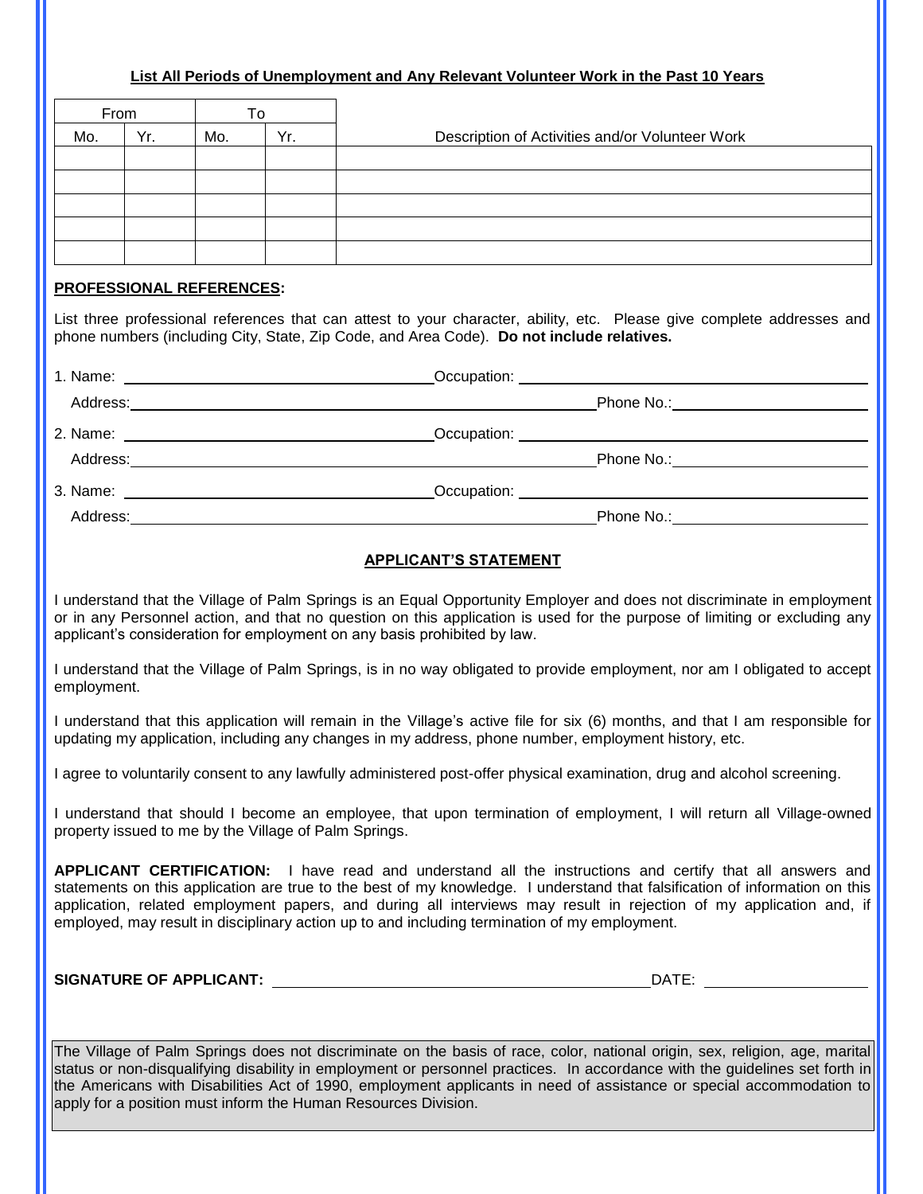**List All Periods of Unemployment and Any Relevant Volunteer Work in the Past 10 Years**

| From | | To | | |
|---|---|---|---|---|
| Mo. | Yr. | Mo. | Yr. | Description of Activities and/or Volunteer Work |
| | | | | |
| | | | | |
| | | | | |
| | | | | |
| | | | | |

**PROFESSIONAL REFERENCES:**

List three professional references that can attest to your character, ability, etc. Please give complete addresses and phone numbers (including City, State, Zip Code, and Area Code). **Do not include relatives.**

1. Name: ______________________________ Occupation: ______________________________
   Address: ______________________________________________ Phone No.: ____________________

2. Name: ______________________________ Occupation: ______________________________
   Address: ______________________________________________ Phone No.: ____________________

3. Name: ______________________________ Occupation: ______________________________
   Address: ______________________________________________ Phone No.: ____________________

## APPLICANT'S STATEMENT

I understand that the Village of Palm Springs is an Equal Opportunity Employer and does not discriminate in employment or in any Personnel action, and that no question on this application is used for the purpose of limiting or excluding any applicant's consideration for employment on any basis prohibited by law.

I understand that the Village of Palm Springs, is in no way obligated to provide employment, nor am I obligated to accept employment.

I understand that this application will remain in the Village's active file for six (6) months, and that I am responsible for updating my application, including any changes in my address, phone number, employment history, etc.

I agree to voluntarily consent to any lawfully administered post-offer physical examination, drug and alcohol screening.

I understand that should I become an employee, that upon termination of employment, I will return all Village-owned property issued to me by the Village of Palm Springs.

**APPLICANT CERTIFICATION:** I have read and understand all the instructions and certify that all answers and statements on this application are true to the best of my knowledge. I understand that falsification of information on this application, related employment papers, and during all interviews may result in rejection of my application and, if employed, may result in disciplinary action up to and including termination of my employment.

**SIGNATURE OF APPLICANT:** ______________________________________ DATE: ____________________

The Village of Palm Springs does not discriminate on the basis of race, color, national origin, sex, religion, age, marital status or non-disqualifying disability in employment or personnel practices. In accordance with the guidelines set forth in the Americans with Disabilities Act of 1990, employment applicants in need of assistance or special accommodation to apply for a position must inform the Human Resources Division.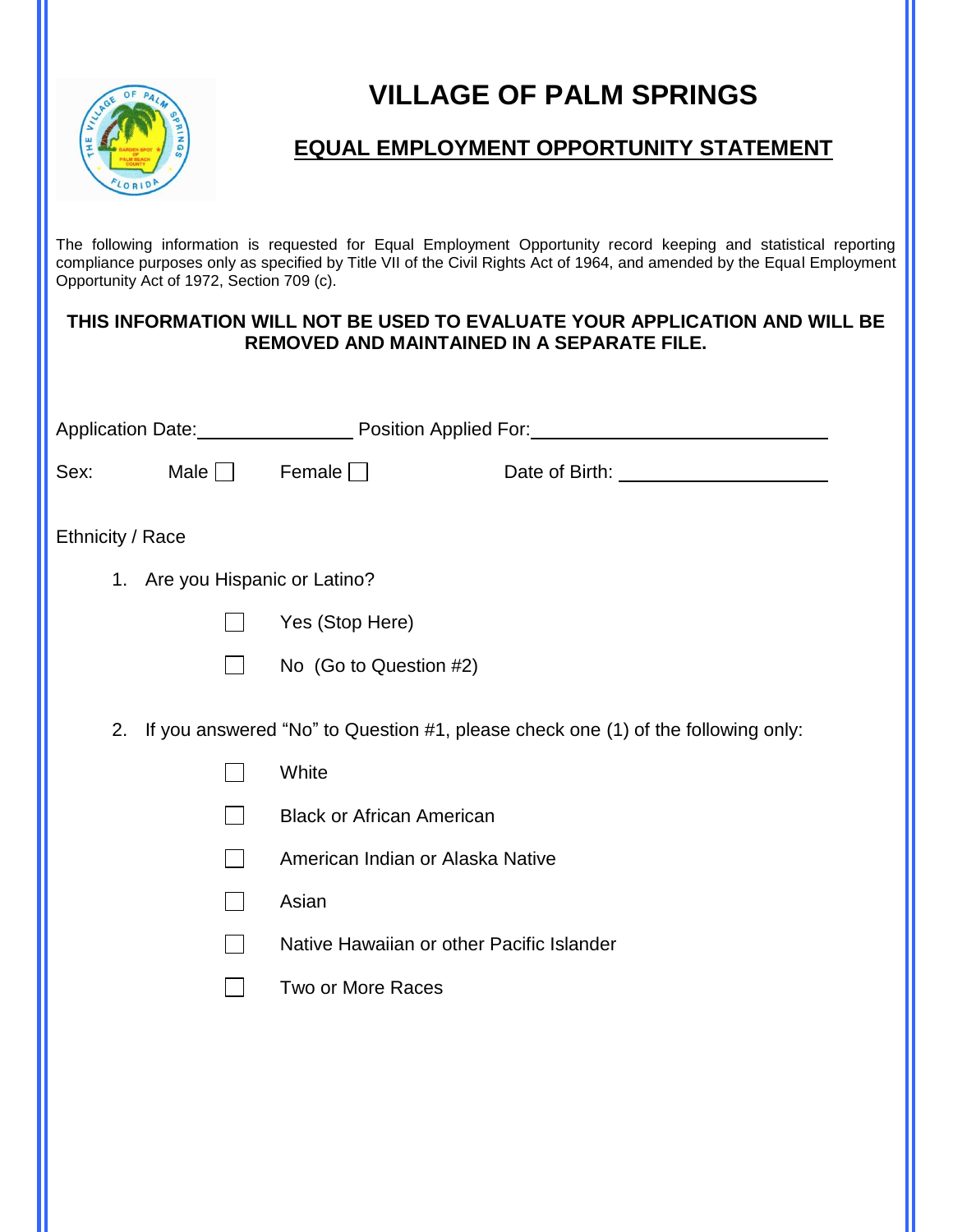# VILLAGE OF PALM SPRINGS

## EQUAL EMPLOYMENT OPPORTUNITY STATEMENT

The following information is requested for Equal Employment Opportunity record keeping and statistical reporting compliance purposes only as specified by Title VII of the Civil Rights Act of 1964, and amended by the Equal Employment Opportunity Act of 1972, Section 709 (c).

**THIS INFORMATION WILL NOT BE USED TO EVALUATE YOUR APPLICATION AND WILL BE REMOVED AND MAINTAINED IN A SEPARATE FILE.**

Application Date:________________ Position Applied For:______________________________

Sex: Male ☐ Female ☐ Date of Birth: ____________________

Ethnicity / Race

1. Are you Hispanic or Latino?

   ☐ Yes (Stop Here)

   ☐ No (Go to Question #2)

2. If you answered "No" to Question #1, please check one (1) of the following only:

   ☐ White

   ☐ Black or African American

   ☐ American Indian or Alaska Native

   ☐ Asian

   ☐ Native Hawaiian or other Pacific Islander

   ☐ Two or More Races